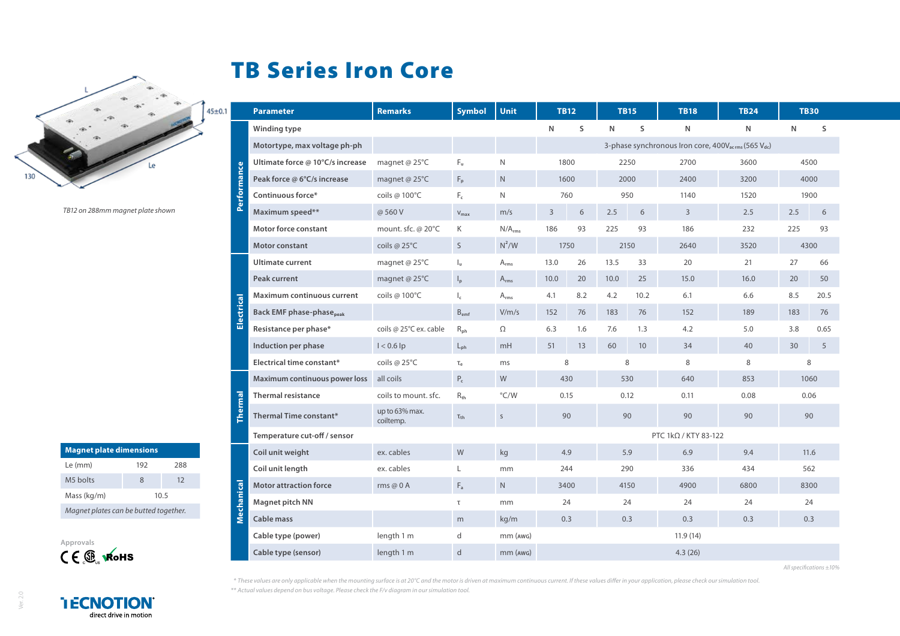# TB Series Iron Core

L

Le

130

45±0.1

*TB12 on 288mm magnet plate shown*

| | Parameter | Remarks | Symbol | Unit | TB12 | | TB15 | | TB18 | TB24 | TB30 | |
|---|---|---|---|---|---|---|---|---|---|---|---|---|
| | Winding type | | | | N | S | N | S | N | N | N | S |
| | Motortype, max voltage ph-ph | | | | 3-phase synchronous Iron core, 400$V_{ac\ rms}$ (565 $V_{dc}$) | | | | | | | |
| Performance | Ultimate force @ 10°C/s increase | magnet @ 25°C | $F_u$ | N | 1800 | | 2250 | | 2700 | 3600 | 4500 | |
| Performance | Peak force @ 6°C/s increase | magnet @ 25°C | $F_p$ | N | 1600 | | 2000 | | 2400 | 3200 | 4000 | |
| Performance | Continuous force* | coils @ 100°C | $F_c$ | N | 760 | | 950 | | 1140 | 1520 | 1900 | |
| Performance | Maximum speed** | @ 560 V | $v_{max}$ | m/s | 3 | 6 | 2.5 | 6 | 3 | 2.5 | 2.5 | 6 |
| Performance | Motor force constant | mount. sfc. @ 20°C | K | N/$A_{rms}$ | 186 | 93 | 225 | 93 | 186 | 232 | 225 | 93 |
| Performance | Motor constant | coils @ 25°C | S | $N^2$/W | 1750 | | 2150 | | 2640 | 3520 | 4300 | |
| Electrical | Ultimate current | magnet @ 25°C | $I_u$ | $A_{rms}$ | 13.0 | 26 | 13.5 | 33 | 20 | 21 | 27 | 66 |
| Electrical | Peak current | magnet @ 25°C | $I_p$ | $A_{rms}$ | 10.0 | 20 | 10.0 | 25 | 15.0 | 16.0 | 20 | 50 |
| Electrical | Maximum continuous current | coils @ 100°C | $I_c$ | $A_{rms}$ | 4.1 | 8.2 | 4.2 | 10.2 | 6.1 | 6.6 | 8.5 | 20.5 |
| Electrical | Back EMF phase-phase$_{peak}$ | | $B_{emf}$ | V/m/s | 152 | 76 | 183 | 76 | 152 | 189 | 183 | 76 |
| Electrical | Resistance per phase* | coils @ 25°C ex. cable | $R_{ph}$ | Ω | 6.3 | 1.6 | 7.6 | 1.3 | 4.2 | 5.0 | 3.8 | 0.65 |
| Electrical | Induction per phase | I < 0.6 Ip | $L_{ph}$ | mH | 51 | 13 | 60 | 10 | 34 | 40 | 30 | 5 |
| Electrical | Electrical time constant* | coils @ 25°C | $\tau_e$ | ms | 8 | | 8 | | 8 | 8 | 8 | |
| Thermal | Maximum continuous power loss | all coils | $P_c$ | W | 430 | | 530 | | 640 | 853 | 1060 | |
| Thermal | Thermal resistance | coils to mount. sfc. | $R_{th}$ | °C/W | 0.15 | | 0.12 | | 0.11 | 0.08 | 0.06 | |
| Thermal | Thermal Time constant* | up to 63% max. coiltemp. | $\tau_{th}$ | s | 90 | | 90 | | 90 | 90 | 90 | |
| Thermal | Temperature cut-off / sensor | | | | PTC 1kΩ / KTY 83-122 | | | | | | | |
| Mechanical | Coil unit weight | ex. cables | W | kg | 4.9 | | 5.9 | | 6.9 | 9.4 | 11.6 | |
| Mechanical | Coil unit length | ex. cables | L | mm | 244 | | 290 | | 336 | 434 | 562 | |
| Mechanical | Motor attraction force | rms @ 0 A | $F_a$ | N | 3400 | | 4150 | | 4900 | 6800 | 8300 | |
| Mechanical | Magnet pitch NN | | τ | mm | 24 | | 24 | | 24 | 24 | 24 | |
| Mechanical | Cable mass | | m | kg/m | 0.3 | | 0.3 | | 0.3 | 0.3 | 0.3 | |
| Mechanical | Cable type (power) | length 1 m | d | mm (AWG) | 11.9 (14) | | | | | | | |
| Mechanical | Cable type (sensor) | length 1 m | d | mm (AWG) | 4.3 (26) | | | | | | | |

*All specifications ±10%*

| Magnet plate dimensions | | |
|---|---|---|
| Le (mm) | 192 | 288 |
| M5 bolts | 8 | 12 |
| Mass (kg/m) | 10.5 | |
| *Magnet plates can be butted together.* | | |

Approvals

CE CSA RoHS

\* These values are only applicable when the mounting surface is at 20°C and the motor is driven at maximum continuous current. If these values differ in your application, please check our simulation tool.

\*\* Actual values depend on bus voltage. Please check the F/v diagram in our simulation tool.

TECNOTION direct drive in motion

Ver. 2.0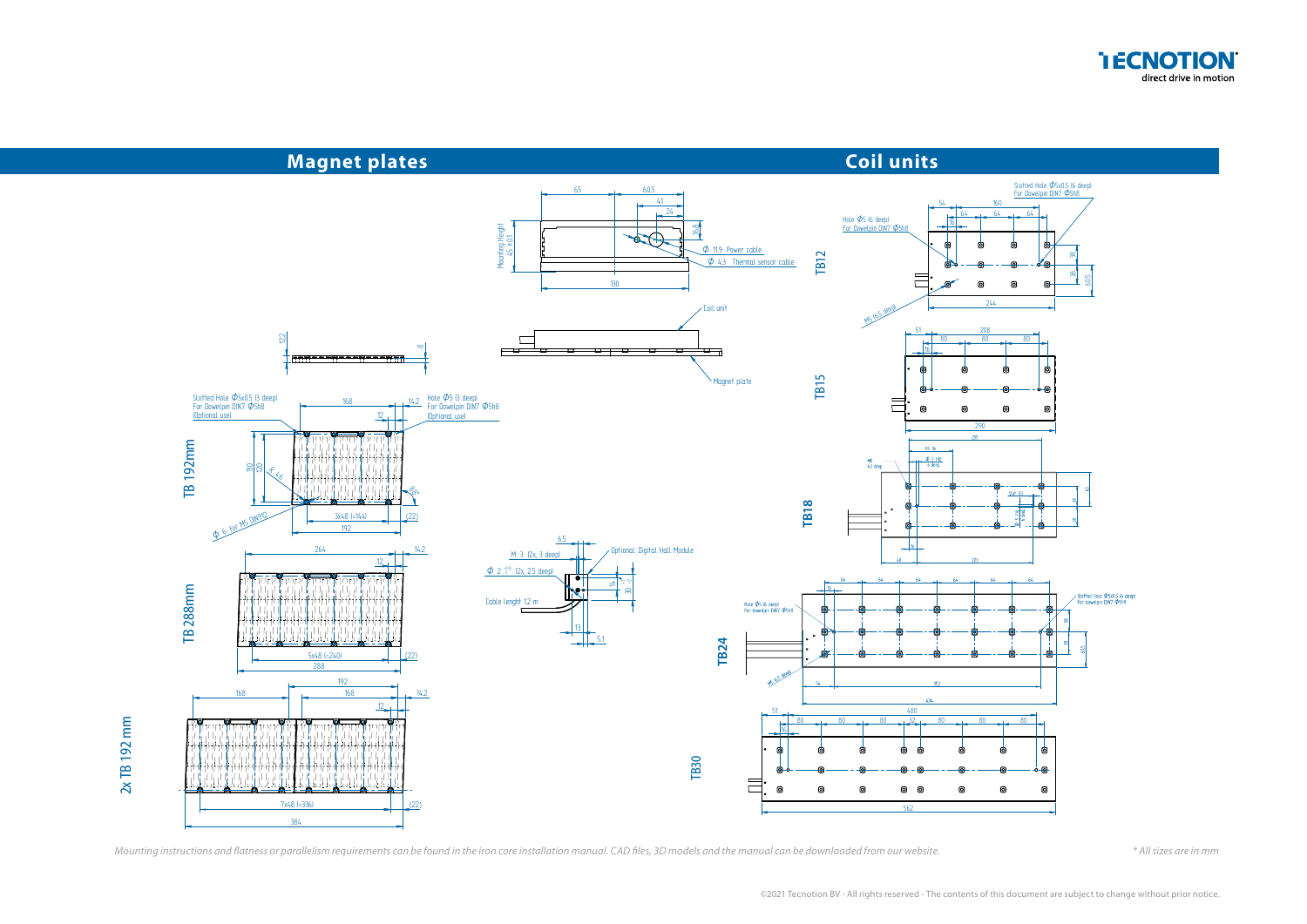## Magnet plates

## Coil units

Mounting height 45 ±0.1

Ø 11.9 Power cable

Ø 4.3 Thermal sensor cable

Coil unit

Magnet plate

TB 192mm

Slotted Hole Ø5x0.5 (3 deep) For Dowelpin DIN7 Ø5h8 (Optional use)

Hole Ø5 (3 deep) For Dowelpin DIN7 Ø5h8 (Optional use)

Ø 6 for M5 DIN912

3x48 (=144)

TB 288mm

5x48 (=240)

2x TB 192 mm

7x48 (=336)

Optional Digital Hall Module

M 3 (2x, 3 deep)

Cable lenght 1.2 m

TB12

Slotted Hole Ø5x0.5 (6 deep) For Dowelpin DIN7 Ø5h8

Hole Ø5 (6 deep) For Dowelpin DIN7 Ø5h8

M5 (6.5 deep)

TB15

TB18

TB24

TB30

*Mounting instructions and flatness or parallelism requirements can be found in the iron core installation manual. CAD files, 3D models and the manual can be downloaded from our website.*

*\* All sizes are in mm*